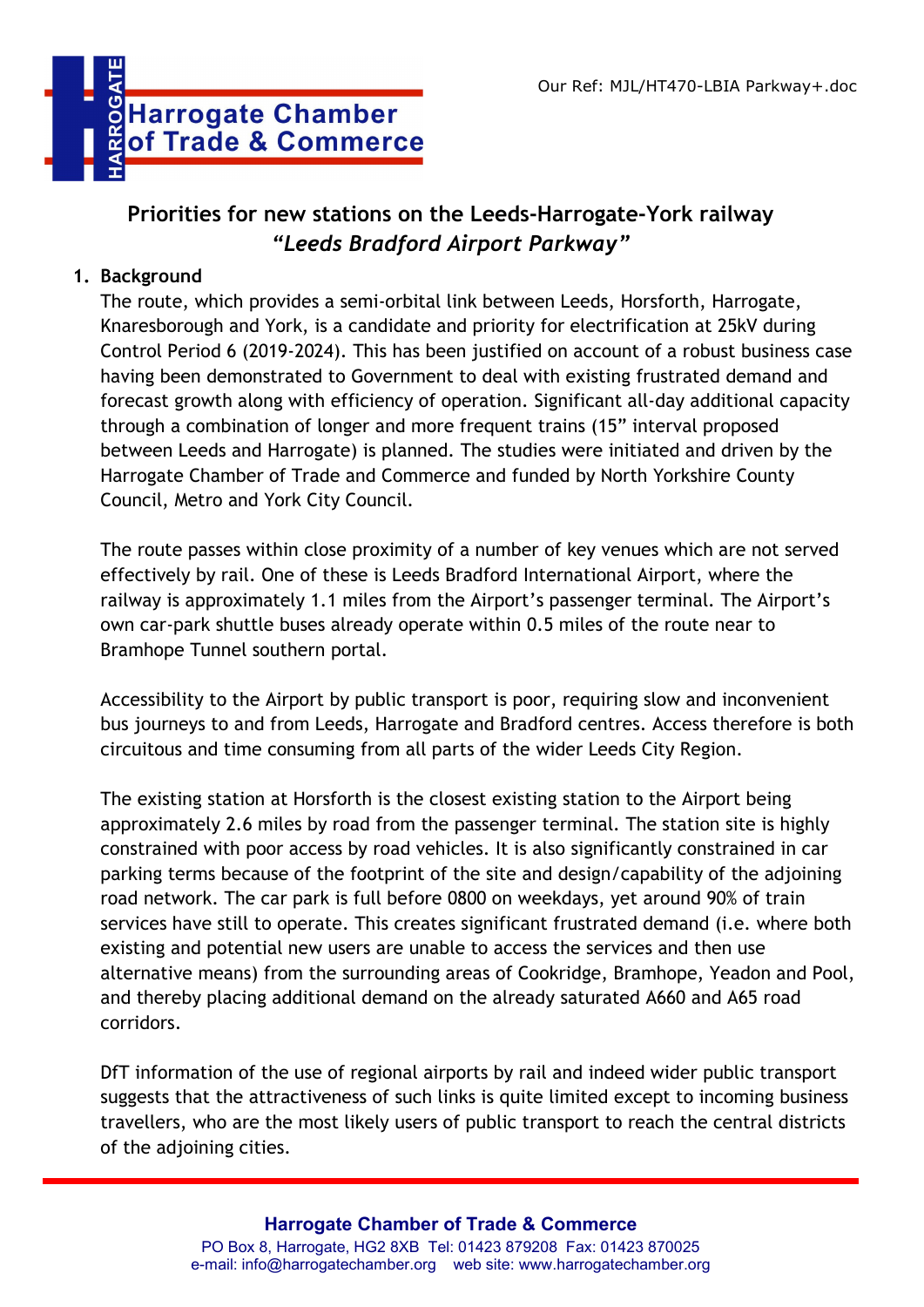Our Ref: MJL/HT470-LBIA Parkway+.doc

# Priorities for new stations on the Leeds-Harrogate-York railway

## *"Leeds Bradford Airport Parkway"*

**1. Background**

The route, which provides a semi-orbital link between Leeds, Horsforth, Harrogate, Knaresborough and York, is a candidate and priority for electrification at 25kV during Control Period 6 (2019-2024). This has been justified on account of a robust business case having been demonstrated to Government to deal with existing frustrated demand and forecast growth along with efficiency of operation. Significant all-day additional capacity through a combination of longer and more frequent trains (15" interval proposed between Leeds and Harrogate) is planned. The studies were initiated and driven by the Harrogate Chamber of Trade and Commerce and funded by North Yorkshire County Council, Metro and York City Council.

The route passes within close proximity of a number of key venues which are not served effectively by rail. One of these is Leeds Bradford International Airport, where the railway is approximately 1.1 miles from the Airport's passenger terminal. The Airport's own car-park shuttle buses already operate within 0.5 miles of the route near to Bramhope Tunnel southern portal.

Accessibility to the Airport by public transport is poor, requiring slow and inconvenient bus journeys to and from Leeds, Harrogate and Bradford centres. Access therefore is both circuitous and time consuming from all parts of the wider Leeds City Region.

The existing station at Horsforth is the closest existing station to the Airport being approximately 2.6 miles by road from the passenger terminal. The station site is highly constrained with poor access by road vehicles. It is also significantly constrained in car parking terms because of the footprint of the site and design/capability of the adjoining road network. The car park is full before 0800 on weekdays, yet around 90% of train services have still to operate. This creates significant frustrated demand (i.e. where both existing and potential new users are unable to access the services and then use alternative means) from the surrounding areas of Cookridge, Bramhope, Yeadon and Pool, and thereby placing additional demand on the already saturated A660 and A65 road corridors.

DfT information of the use of regional airports by rail and indeed wider public transport suggests that the attractiveness of such links is quite limited except to incoming business travellers, who are the most likely users of public transport to reach the central districts of the adjoining cities.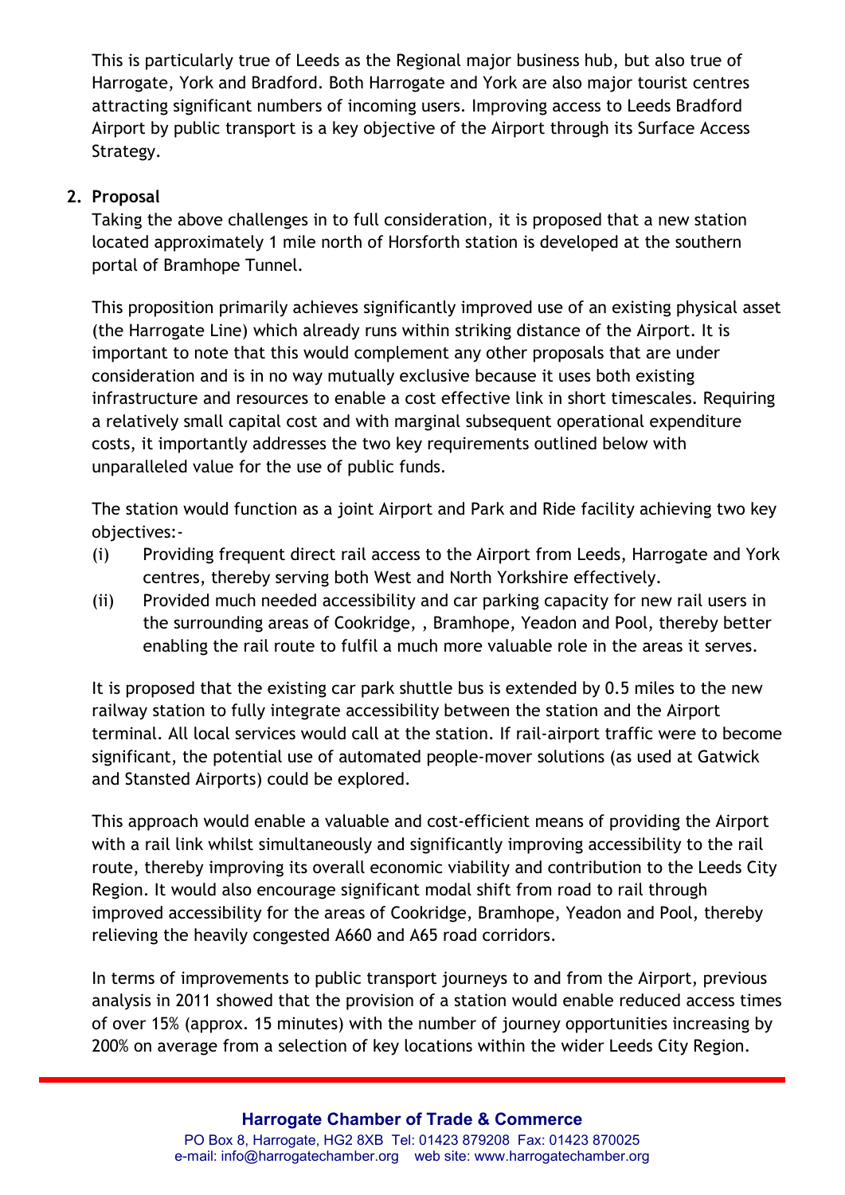This is particularly true of Leeds as the Regional major business hub, but also true of Harrogate, York and Bradford. Both Harrogate and York are also major tourist centres attracting significant numbers of incoming users. Improving access to Leeds Bradford Airport by public transport is a key objective of the Airport through its Surface Access Strategy.

## 2. Proposal

Taking the above challenges in to full consideration, it is proposed that a new station located approximately 1 mile north of Horsforth station is developed at the southern portal of Bramhope Tunnel.

This proposition primarily achieves significantly improved use of an existing physical asset (the Harrogate Line) which already runs within striking distance of the Airport. It is important to note that this would complement any other proposals that are under consideration and is in no way mutually exclusive because it uses both existing infrastructure and resources to enable a cost effective link in short timescales. Requiring a relatively small capital cost and with marginal subsequent operational expenditure costs, it importantly addresses the two key requirements outlined below with unparalleled value for the use of public funds.

The station would function as a joint Airport and Park and Ride facility achieving two key objectives:-

- (i) Providing frequent direct rail access to the Airport from Leeds, Harrogate and York centres, thereby serving both West and North Yorkshire effectively.
- (ii) Provided much needed accessibility and car parking capacity for new rail users in the surrounding areas of Cookridge, , Bramhope, Yeadon and Pool, thereby better enabling the rail route to fulfil a much more valuable role in the areas it serves.

It is proposed that the existing car park shuttle bus is extended by 0.5 miles to the new railway station to fully integrate accessibility between the station and the Airport terminal. All local services would call at the station. If rail-airport traffic were to become significant, the potential use of automated people-mover solutions (as used at Gatwick and Stansted Airports) could be explored.

This approach would enable a valuable and cost-efficient means of providing the Airport with a rail link whilst simultaneously and significantly improving accessibility to the rail route, thereby improving its overall economic viability and contribution to the Leeds City Region. It would also encourage significant modal shift from road to rail through improved accessibility for the areas of Cookridge, Bramhope, Yeadon and Pool, thereby relieving the heavily congested A660 and A65 road corridors.

In terms of improvements to public transport journeys to and from the Airport, previous analysis in 2011 showed that the provision of a station would enable reduced access times of over 15% (approx. 15 minutes) with the number of journey opportunities increasing by 200% on average from a selection of key locations within the wider Leeds City Region.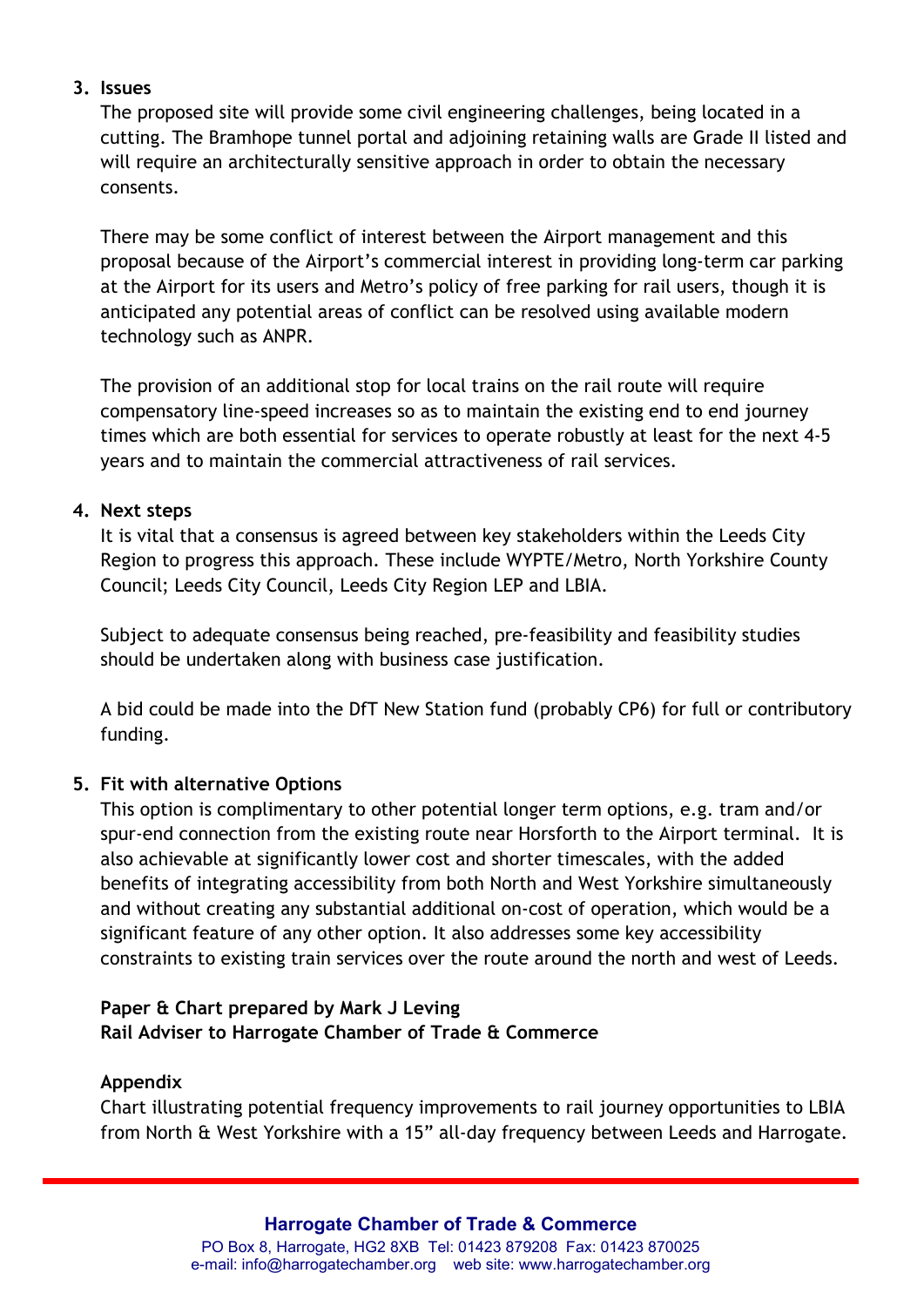## 3. Issues

The proposed site will provide some civil engineering challenges, being located in a cutting. The Bramhope tunnel portal and adjoining retaining walls are Grade II listed and will require an architecturally sensitive approach in order to obtain the necessary consents.

There may be some conflict of interest between the Airport management and this proposal because of the Airport's commercial interest in providing long-term car parking at the Airport for its users and Metro's policy of free parking for rail users, though it is anticipated any potential areas of conflict can be resolved using available modern technology such as ANPR.

The provision of an additional stop for local trains on the rail route will require compensatory line-speed increases so as to maintain the existing end to end journey times which are both essential for services to operate robustly at least for the next 4-5 years and to maintain the commercial attractiveness of rail services.

## 4. Next steps

It is vital that a consensus is agreed between key stakeholders within the Leeds City Region to progress this approach. These include WYPTE/Metro, North Yorkshire County Council; Leeds City Council, Leeds City Region LEP and LBIA.

Subject to adequate consensus being reached, pre-feasibility and feasibility studies should be undertaken along with business case justification.

A bid could be made into the DfT New Station fund (probably CP6) for full or contributory funding.

## 5. Fit with alternative Options

This option is complimentary to other potential longer term options, e.g. tram and/or spur-end connection from the existing route near Horsforth to the Airport terminal. It is also achievable at significantly lower cost and shorter timescales, with the added benefits of integrating accessibility from both North and West Yorkshire simultaneously and without creating any substantial additional on-cost of operation, which would be a significant feature of any other option. It also addresses some key accessibility constraints to existing train services over the route around the north and west of Leeds.

**Paper & Chart prepared by Mark J Leving**
**Rail Adviser to Harrogate Chamber of Trade & Commerce**

**Appendix**

Chart illustrating potential frequency improvements to rail journey opportunities to LBIA from North & West Yorkshire with a 15" all-day frequency between Leeds and Harrogate.

**Harrogate Chamber of Trade & Commerce**
PO Box 8, Harrogate, HG2 8XB Tel: 01423 879208 Fax: 01423 870025
e-mail: info@harrogatechamber.org web site: www.harrogatechamber.org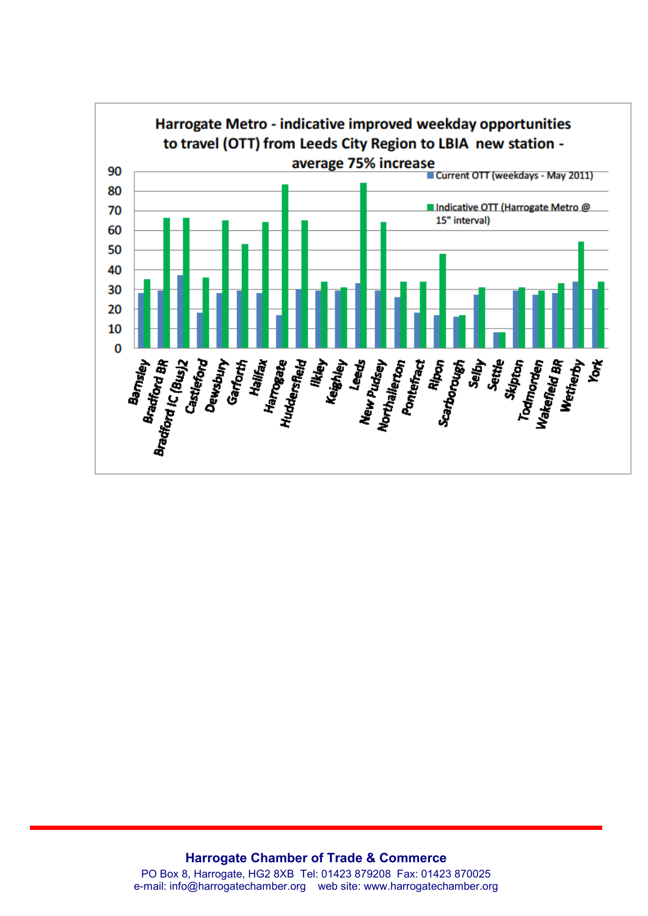Harrogate Metro - indicative improved weekday opportunities to travel (OTT) from Leeds City Region to LBIA new station - average 75% increase

Current OTT (weekdays - May 2011)

Indicative OTT (Harrogate Metro @ 15" interval)

90
80
70
60
50
40
30
20
10
0

Barnsley
Bradford BR
Bradford IC (Bus)2
Castleford
Dewsbury
Garforth
Halifax
Harrogate
Huddersfield
Ilkley
Keighley
Leeds
New Pudsey
Northallerton
Pontefract
Ripon
Scarborough
Selby
Settle
Skipton
Todmorden
Wakefield BR
Wetherby
York

**Harrogate Chamber of Trade & Commerce**
PO Box 8, Harrogate, HG2 8XB Tel: 01423 879208 Fax: 01423 870025
e-mail: info@harrogatechamber.org web site: www.harrogatechamber.org